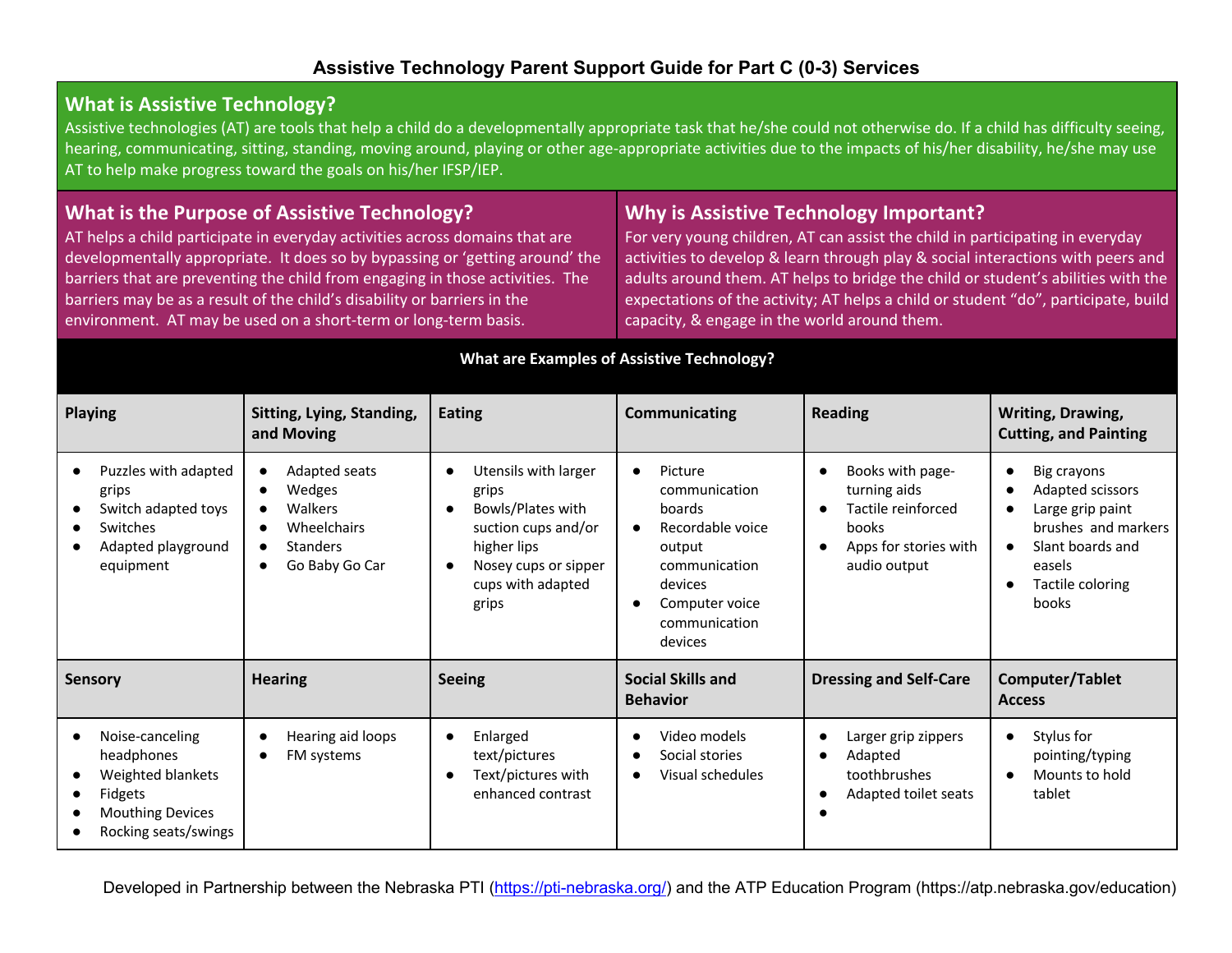# Assistive Technology Parent Support Guide for Part C (0-3) Services

## What is Assistive Technology?

Assistive technologies (AT) are tools that help a child do a developmentally appropriate task that he/she could not otherwise do. If a child has difficulty seeing, hearing, communicating, sitting, standing, moving around, playing or other age-appropriate activities due to the impacts of his/her disability, he/she may use AT to help make progress toward the goals on his/her IFSP/IEP.

## What is the Purpose of Assistive Technology?

AT helps a child participate in everyday activities across domains that are developmentally appropriate. It does so by bypassing or 'getting around' the barriers that are preventing the child from engaging in those activities. The barriers may be as a result of the child's disability or barriers in the environment. AT may be used on a short-term or long-term basis.

## Why is Assistive Technology Important?

For very young children, AT can assist the child in participating in everyday activities to develop & learn through play & social interactions with peers and adults around them. AT helps to bridge the child or student's abilities with the expectations of the activity; AT helps a child or student "do", participate, build capacity, & engage in the world around them.

## What are Examples of Assistive Technology?

| Playing | Sitting, Lying, Standing, and Moving | Eating | Communicating | Reading | Writing, Drawing, Cutting, and Painting |
|---|---|---|---|---|---|
| • Puzzles with adapted grips<br>• Switch adapted toys<br>• Switches<br>• Adapted playground equipment | • Adapted seats<br>• Wedges<br>• Walkers<br>• Wheelchairs<br>• Standers<br>• Go Baby Go Car | • Utensils with larger grips<br>• Bowls/Plates with suction cups and/or higher lips<br>• Nosey cups or sipper cups with adapted grips | • Picture communication boards<br>• Recordable voice output communication devices<br>• Computer voice communication devices | • Books with page-turning aids<br>• Tactile reinforced books<br>• Apps for stories with audio output | • Big crayons<br>• Adapted scissors<br>• Large grip paint brushes and markers<br>• Slant boards and easels<br>• Tactile coloring books |
| **Sensory** | **Hearing** | **Seeing** | **Social Skills and Behavior** | **Dressing and Self-Care** | **Computer/Tablet Access** |
| • Noise-canceling headphones<br>• Weighted blankets<br>• Fidgets<br>• Mouthing Devices<br>• Rocking seats/swings | • Hearing aid loops<br>• FM systems | • Enlarged text/pictures<br>• Text/pictures with enhanced contrast | • Video models<br>• Social stories<br>• Visual schedules | • Larger grip zippers<br>• Adapted toothbrushes<br>• Adapted toilet seats<br>• | • Stylus for pointing/typing<br>• Mounts to hold tablet |

Developed in Partnership between the Nebraska PTI (https://pti-nebraska.org/) and the ATP Education Program (https://atp.nebraska.gov/education)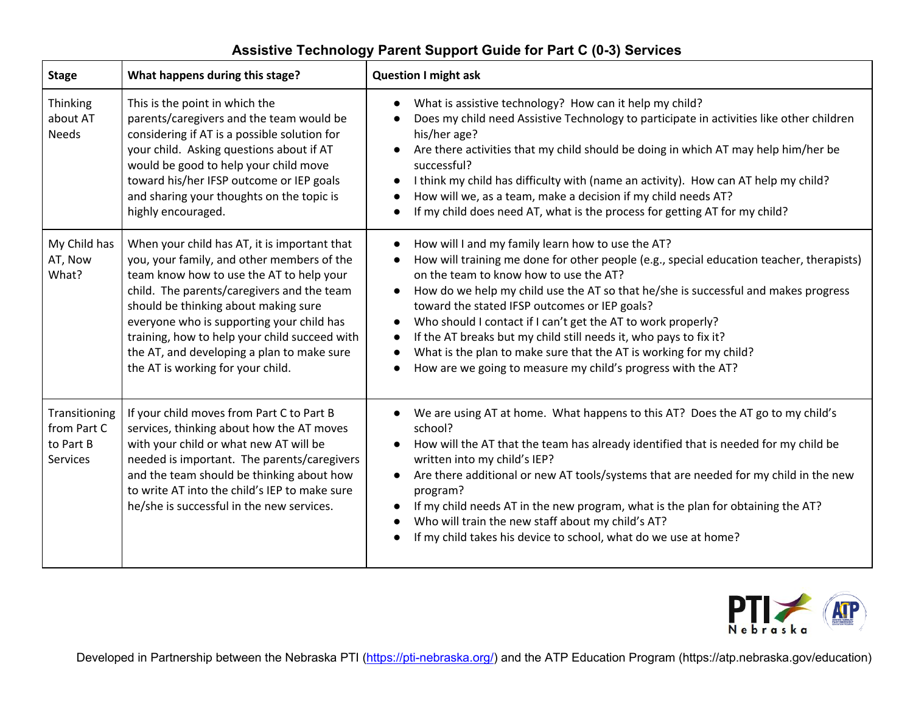# Assistive Technology Parent Support Guide for Part C (0-3) Services

| Stage | What happens during this stage? | Question I might ask |
|---|---|---|
| Thinking about AT Needs | This is the point in which the parents/caregivers and the team would be considering if AT is a possible solution for your child. Asking questions about if AT would be good to help your child move toward his/her IFSP outcome or IEP goals and sharing your thoughts on the topic is highly encouraged. | • What is assistive technology? How can it help my child?<br>• Does my child need Assistive Technology to participate in activities like other children his/her age?<br>• Are there activities that my child should be doing in which AT may help him/her be successful?<br>• I think my child has difficulty with (name an activity). How can AT help my child?<br>• How will we, as a team, make a decision if my child needs AT?<br>• If my child does need AT, what is the process for getting AT for my child? |
| My Child has AT, Now What? | When your child has AT, it is important that you, your family, and other members of the team know how to use the AT to help your child. The parents/caregivers and the team should be thinking about making sure everyone who is supporting your child has training, how to help your child succeed with the AT, and developing a plan to make sure the AT is working for your child. | • How will I and my family learn how to use the AT?<br>• How will training me done for other people (e.g., special education teacher, therapists) on the team to know how to use the AT?<br>• How do we help my child use the AT so that he/she is successful and makes progress toward the stated IFSP outcomes or IEP goals?<br>• Who should I contact if I can't get the AT to work properly?<br>• If the AT breaks but my child still needs it, who pays to fix it?<br>• What is the plan to make sure that the AT is working for my child?<br>• How are we going to measure my child's progress with the AT? |
| Transitioning from Part C to Part B Services | If your child moves from Part C to Part B services, thinking about how the AT moves with your child or what new AT will be needed is important. The parents/caregivers and the team should be thinking about how to write AT into the child's IEP to make sure he/she is successful in the new services. | • We are using AT at home. What happens to this AT? Does the AT go to my child's school?<br>• How will the AT that the team has already identified that is needed for my child be written into my child's IEP?<br>• Are there additional or new AT tools/systems that are needed for my child in the new program?<br>• If my child needs AT in the new program, what is the plan for obtaining the AT?<br>• Who will train the new staff about my child's AT?<br>• If my child takes his device to school, what do we use at home? |

Developed in Partnership between the Nebraska PTI (https://pti-nebraska.org/) and the ATP Education Program (https://atp.nebraska.gov/education)